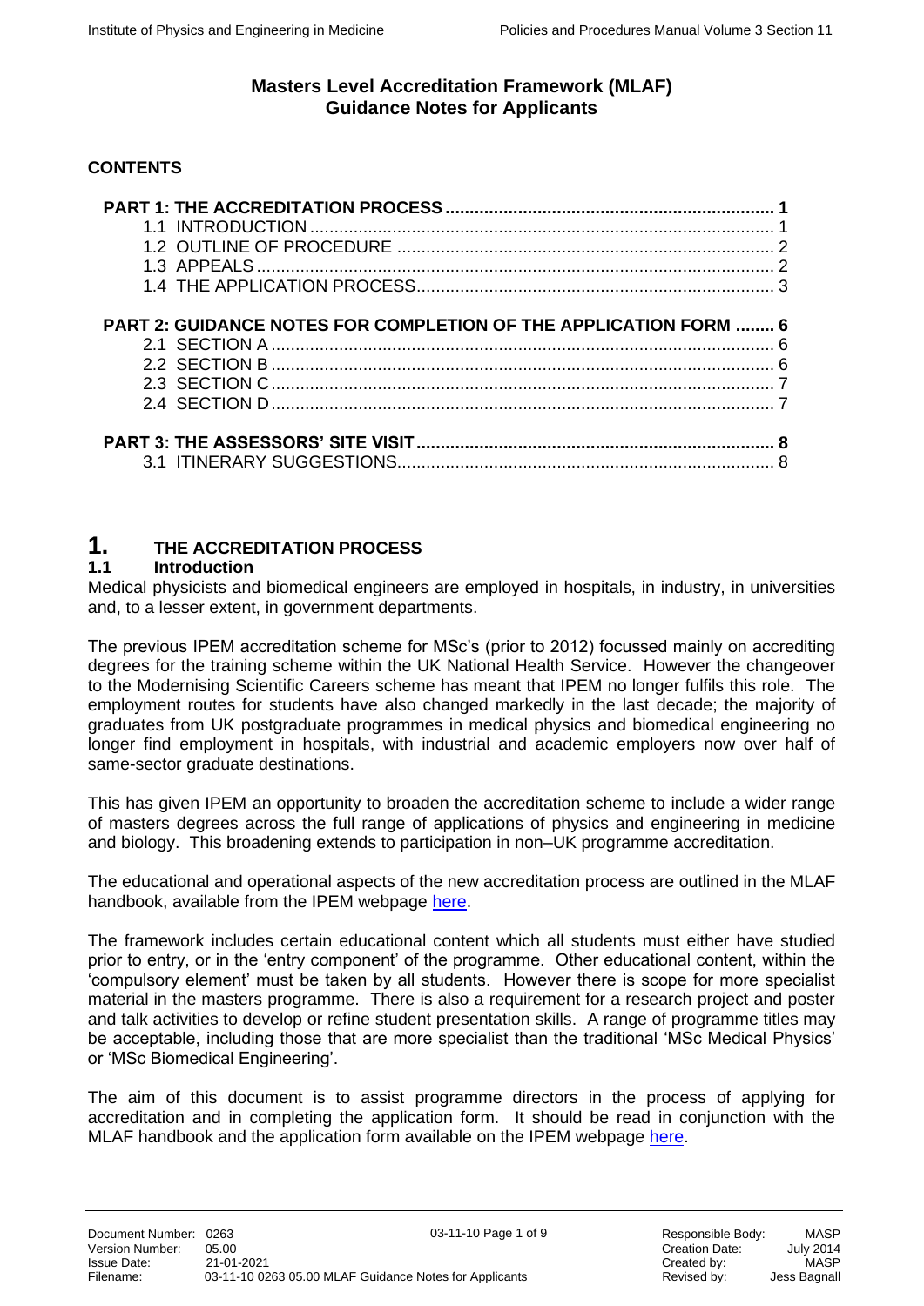# Masters Level Accreditation Framework (MLAF)
## Guidance Notes for Applicants

**CONTENTS**

**PART 1: THE ACCREDITATION PROCESS** ........ 1
- 1.1 INTRODUCTION ........ 1
- 1.2 OUTLINE OF PROCEDURE ........ 2
- 1.3 APPEALS ........ 2
- 1.4 THE APPLICATION PROCESS ........ 3

**PART 2: GUIDANCE NOTES FOR COMPLETION OF THE APPLICATION FORM** ........ 6
- 2.1 SECTION A ........ 6
- 2.2 SECTION B ........ 6
- 2.3 SECTION C ........ 7
- 2.4 SECTION D ........ 7

**PART 3: THE ASSESSORS' SITE VISIT** ........ 8
- 3.1 ITINERARY SUGGESTIONS ........ 8

# 1. THE ACCREDITATION PROCESS

## 1.1 Introduction

Medical physicists and biomedical engineers are employed in hospitals, in industry, in universities and, to a lesser extent, in government departments.

The previous IPEM accreditation scheme for MSc's (prior to 2012) focussed mainly on accrediting degrees for the training scheme within the UK National Health Service. However the changeover to the Modernising Scientific Careers scheme has meant that IPEM no longer fulfils this role. The employment routes for students have also changed markedly in the last decade; the majority of graduates from UK postgraduate programmes in medical physics and biomedical engineering no longer find employment in hospitals, with industrial and academic employers now over half of same-sector graduate destinations.

This has given IPEM an opportunity to broaden the accreditation scheme to include a wider range of masters degrees across the full range of applications of physics and engineering in medicine and biology. This broadening extends to participation in non–UK programme accreditation.

The educational and operational aspects of the new accreditation process are outlined in the MLAF handbook, available from the IPEM webpage here.

The framework includes certain educational content which all students must either have studied prior to entry, or in the 'entry component' of the programme. Other educational content, within the 'compulsory element' must be taken by all students. However there is scope for more specialist material in the masters programme. There is also a requirement for a research project and poster and talk activities to develop or refine student presentation skills. A range of programme titles may be acceptable, including those that are more specialist than the traditional 'MSc Medical Physics' or 'MSc Biomedical Engineering'.

The aim of this document is to assist programme directors in the process of applying for accreditation and in completing the application form. It should be read in conjunction with the MLAF handbook and the application form available on the IPEM webpage here.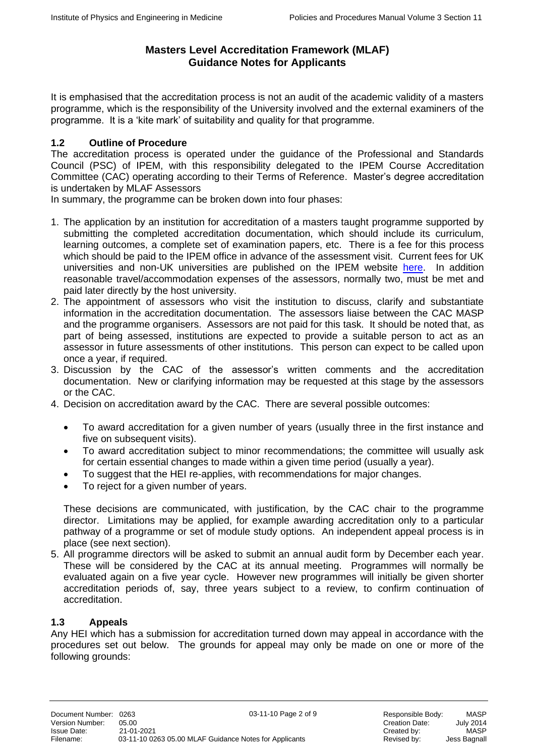# Masters Level Accreditation Framework (MLAF) Guidance Notes for Applicants

It is emphasised that the accreditation process is not an audit of the academic validity of a masters programme, which is the responsibility of the University involved and the external examiners of the programme. It is a 'kite mark' of suitability and quality for that programme.

## 1.2 Outline of Procedure

The accreditation process is operated under the guidance of the Professional and Standards Council (PSC) of IPEM, with this responsibility delegated to the IPEM Course Accreditation Committee (CAC) operating according to their Terms of Reference. Master's degree accreditation is undertaken by MLAF Assessors

In summary, the programme can be broken down into four phases:

1. The application by an institution for accreditation of a masters taught programme supported by submitting the completed accreditation documentation, which should include its curriculum, learning outcomes, a complete set of examination papers, etc. There is a fee for this process which should be paid to the IPEM office in advance of the assessment visit. Current fees for UK universities and non-UK universities are published on the IPEM website here. In addition reasonable travel/accommodation expenses of the assessors, normally two, must be met and paid later directly by the host university.
2. The appointment of assessors who visit the institution to discuss, clarify and substantiate information in the accreditation documentation. The assessors liaise between the CAC MASP and the programme organisers. Assessors are not paid for this task. It should be noted that, as part of being assessed, institutions are expected to provide a suitable person to act as an assessor in future assessments of other institutions. This person can expect to be called upon once a year, if required.
3. Discussion by the CAC of the assessor's written comments and the accreditation documentation. New or clarifying information may be requested at this stage by the assessors or the CAC.
4. Decision on accreditation award by the CAC. There are several possible outcomes:
   - To award accreditation for a given number of years (usually three in the first instance and five on subsequent visits).
   - To award accreditation subject to minor recommendations; the committee will usually ask for certain essential changes to made within a given time period (usually a year).
   - To suggest that the HEI re-applies, with recommendations for major changes.
   - To reject for a given number of years.

   These decisions are communicated, with justification, by the CAC chair to the programme director. Limitations may be applied, for example awarding accreditation only to a particular pathway of a programme or set of module study options. An independent appeal process is in place (see next section).
5. All programme directors will be asked to submit an annual audit form by December each year. These will be considered by the CAC at its annual meeting. Programmes will normally be evaluated again on a five year cycle. However new programmes will initially be given shorter accreditation periods of, say, three years subject to a review, to confirm continuation of accreditation.

## 1.3 Appeals

Any HEI which has a submission for accreditation turned down may appeal in accordance with the procedures set out below. The grounds for appeal may only be made on one or more of the following grounds: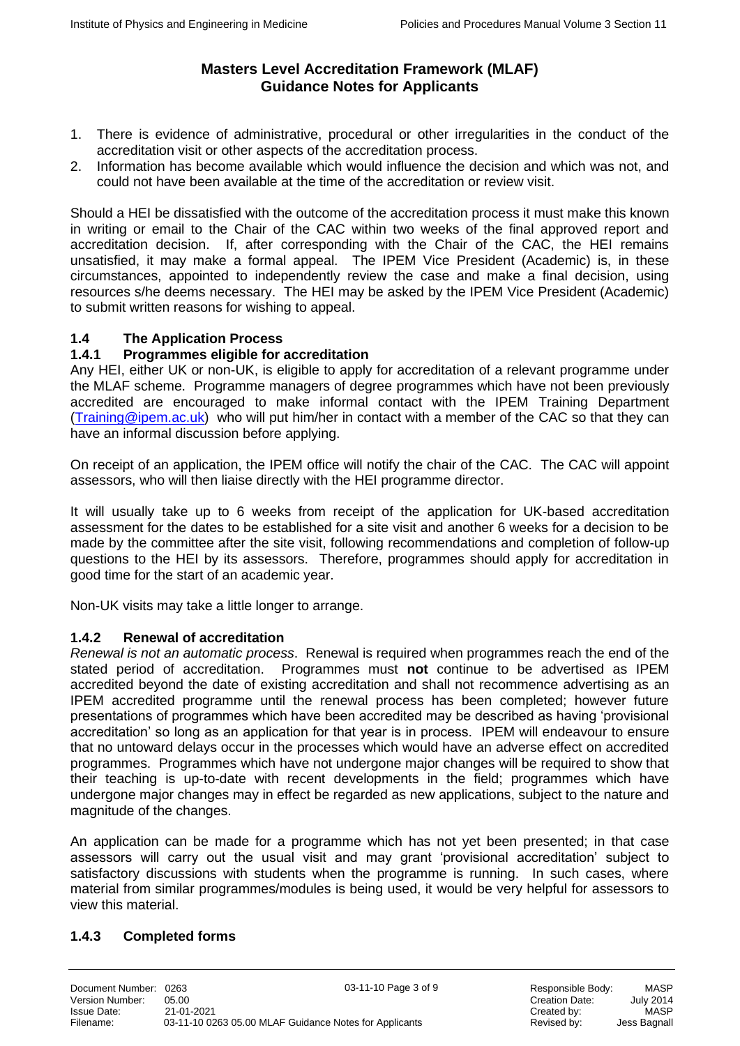# Masters Level Accreditation Framework (MLAF)
# Guidance Notes for Applicants

1. There is evidence of administrative, procedural or other irregularities in the conduct of the accreditation visit or other aspects of the accreditation process.
2. Information has become available which would influence the decision and which was not, and could not have been available at the time of the accreditation or review visit.

Should a HEI be dissatisfied with the outcome of the accreditation process it must make this known in writing or email to the Chair of the CAC within two weeks of the final approved report and accreditation decision. If, after corresponding with the Chair of the CAC, the HEI remains unsatisfied, it may make a formal appeal. The IPEM Vice President (Academic) is, in these circumstances, appointed to independently review the case and make a final decision, using resources s/he deems necessary. The HEI may be asked by the IPEM Vice President (Academic) to submit written reasons for wishing to appeal.

## 1.4 The Application Process

### 1.4.1 Programmes eligible for accreditation

Any HEI, either UK or non-UK, is eligible to apply for accreditation of a relevant programme under the MLAF scheme. Programme managers of degree programmes which have not been previously accredited are encouraged to make informal contact with the IPEM Training Department (Training@ipem.ac.uk) who will put him/her in contact with a member of the CAC so that they can have an informal discussion before applying.

On receipt of an application, the IPEM office will notify the chair of the CAC. The CAC will appoint assessors, who will then liaise directly with the HEI programme director.

It will usually take up to 6 weeks from receipt of the application for UK-based accreditation assessment for the dates to be established for a site visit and another 6 weeks for a decision to be made by the committee after the site visit, following recommendations and completion of follow-up questions to the HEI by its assessors. Therefore, programmes should apply for accreditation in good time for the start of an academic year.

Non-UK visits may take a little longer to arrange.

### 1.4.2 Renewal of accreditation

*Renewal is not an automatic process*. Renewal is required when programmes reach the end of the stated period of accreditation. Programmes must **not** continue to be advertised as IPEM accredited beyond the date of existing accreditation and shall not recommence advertising as an IPEM accredited programme until the renewal process has been completed; however future presentations of programmes which have been accredited may be described as having 'provisional accreditation' so long as an application for that year is in process. IPEM will endeavour to ensure that no untoward delays occur in the processes which would have an adverse effect on accredited programmes. Programmes which have not undergone major changes will be required to show that their teaching is up-to-date with recent developments in the field; programmes which have undergone major changes may in effect be regarded as new applications, subject to the nature and magnitude of the changes.

An application can be made for a programme which has not yet been presented; in that case assessors will carry out the usual visit and may grant 'provisional accreditation' subject to satisfactory discussions with students when the programme is running. In such cases, where material from similar programmes/modules is being used, it would be very helpful for assessors to view this material.

### 1.4.3 Completed forms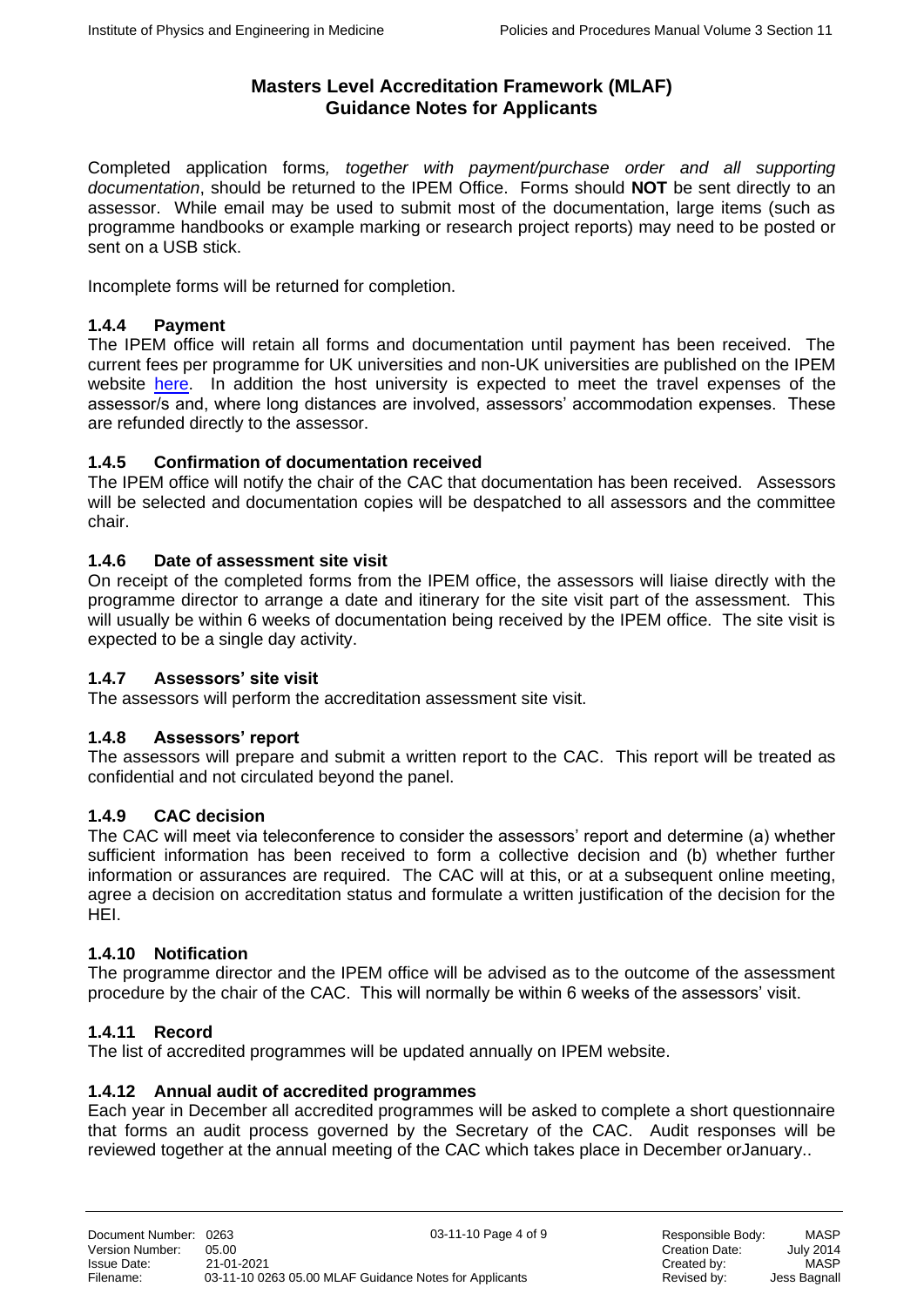## Masters Level Accreditation Framework (MLAF) Guidance Notes for Applicants

Completed application forms*, together with payment/purchase order and all supporting documentation*, should be returned to the IPEM Office. Forms should **NOT** be sent directly to an assessor. While email may be used to submit most of the documentation, large items (such as programme handbooks or example marking or research project reports) may need to be posted or sent on a USB stick.

Incomplete forms will be returned for completion.

### 1.4.4 Payment

The IPEM office will retain all forms and documentation until payment has been received. The current fees per programme for UK universities and non-UK universities are published on the IPEM website here. In addition the host university is expected to meet the travel expenses of the assessor/s and, where long distances are involved, assessors' accommodation expenses. These are refunded directly to the assessor.

### 1.4.5 Confirmation of documentation received

The IPEM office will notify the chair of the CAC that documentation has been received. Assessors will be selected and documentation copies will be despatched to all assessors and the committee chair.

### 1.4.6 Date of assessment site visit

On receipt of the completed forms from the IPEM office, the assessors will liaise directly with the programme director to arrange a date and itinerary for the site visit part of the assessment. This will usually be within 6 weeks of documentation being received by the IPEM office. The site visit is expected to be a single day activity.

### 1.4.7 Assessors' site visit

The assessors will perform the accreditation assessment site visit.

### 1.4.8 Assessors' report

The assessors will prepare and submit a written report to the CAC. This report will be treated as confidential and not circulated beyond the panel.

### 1.4.9 CAC decision

The CAC will meet via teleconference to consider the assessors' report and determine (a) whether sufficient information has been received to form a collective decision and (b) whether further information or assurances are required. The CAC will at this, or at a subsequent online meeting, agree a decision on accreditation status and formulate a written justification of the decision for the HEI.

### 1.4.10 Notification

The programme director and the IPEM office will be advised as to the outcome of the assessment procedure by the chair of the CAC. This will normally be within 6 weeks of the assessors' visit.

### 1.4.11 Record

The list of accredited programmes will be updated annually on IPEM website.

### 1.4.12 Annual audit of accredited programmes

Each year in December all accredited programmes will be asked to complete a short questionnaire that forms an audit process governed by the Secretary of the CAC. Audit responses will be reviewed together at the annual meeting of the CAC which takes place in December orJanuary..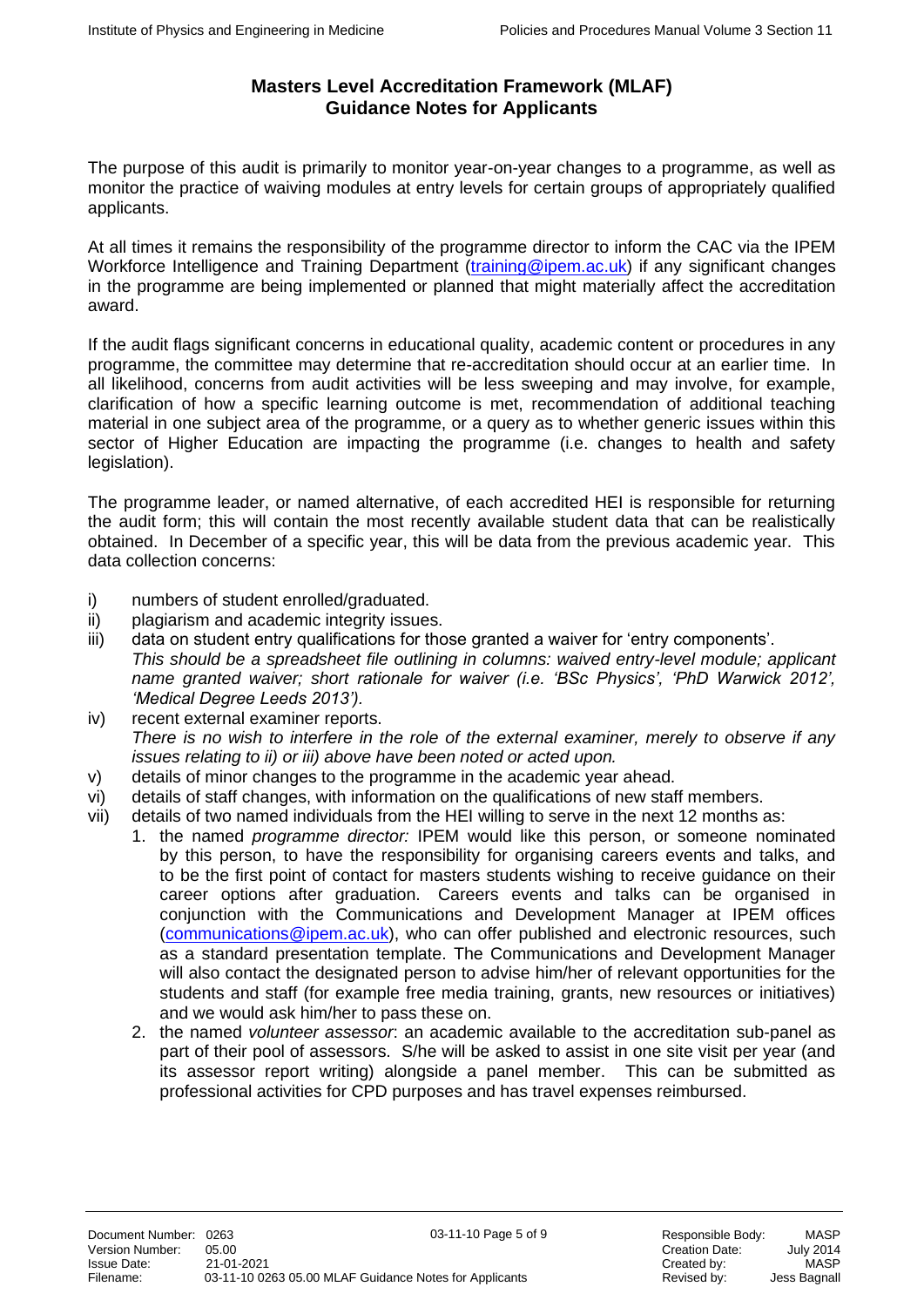## Masters Level Accreditation Framework (MLAF)
## Guidance Notes for Applicants

The purpose of this audit is primarily to monitor year-on-year changes to a programme, as well as monitor the practice of waiving modules at entry levels for certain groups of appropriately qualified applicants.

At all times it remains the responsibility of the programme director to inform the CAC via the IPEM Workforce Intelligence and Training Department (training@ipem.ac.uk) if any significant changes in the programme are being implemented or planned that might materially affect the accreditation award.

If the audit flags significant concerns in educational quality, academic content or procedures in any programme, the committee may determine that re-accreditation should occur at an earlier time. In all likelihood, concerns from audit activities will be less sweeping and may involve, for example, clarification of how a specific learning outcome is met, recommendation of additional teaching material in one subject area of the programme, or a query as to whether generic issues within this sector of Higher Education are impacting the programme (i.e. changes to health and safety legislation).

The programme leader, or named alternative, of each accredited HEI is responsible for returning the audit form; this will contain the most recently available student data that can be realistically obtained. In December of a specific year, this will be data from the previous academic year. This data collection concerns:

i) numbers of student enrolled/graduated.
ii) plagiarism and academic integrity issues.
iii) data on student entry qualifications for those granted a waiver for 'entry components'.
   *This should be a spreadsheet file outlining in columns: waived entry-level module; applicant name granted waiver; short rationale for waiver (i.e. 'BSc Physics', 'PhD Warwick 2012', 'Medical Degree Leeds 2013').*
iv) recent external examiner reports.
   *There is no wish to interfere in the role of the external examiner, merely to observe if any issues relating to ii) or iii) above have been noted or acted upon.*
v) details of minor changes to the programme in the academic year ahead.
vi) details of staff changes, with information on the qualifications of new staff members.
vii) details of two named individuals from the HEI willing to serve in the next 12 months as:
   1. the named *programme director:* IPEM would like this person, or someone nominated by this person, to have the responsibility for organising careers events and talks, and to be the first point of contact for masters students wishing to receive guidance on their career options after graduation. Careers events and talks can be organised in conjunction with the Communications and Development Manager at IPEM offices (communications@ipem.ac.uk), who can offer published and electronic resources, such as a standard presentation template. The Communications and Development Manager will also contact the designated person to advise him/her of relevant opportunities for the students and staff (for example free media training, grants, new resources or initiatives) and we would ask him/her to pass these on.
   2. the named *volunteer assessor*: an academic available to the accreditation sub-panel as part of their pool of assessors. S/he will be asked to assist in one site visit per year (and its assessor report writing) alongside a panel member. This can be submitted as professional activities for CPD purposes and has travel expenses reimbursed.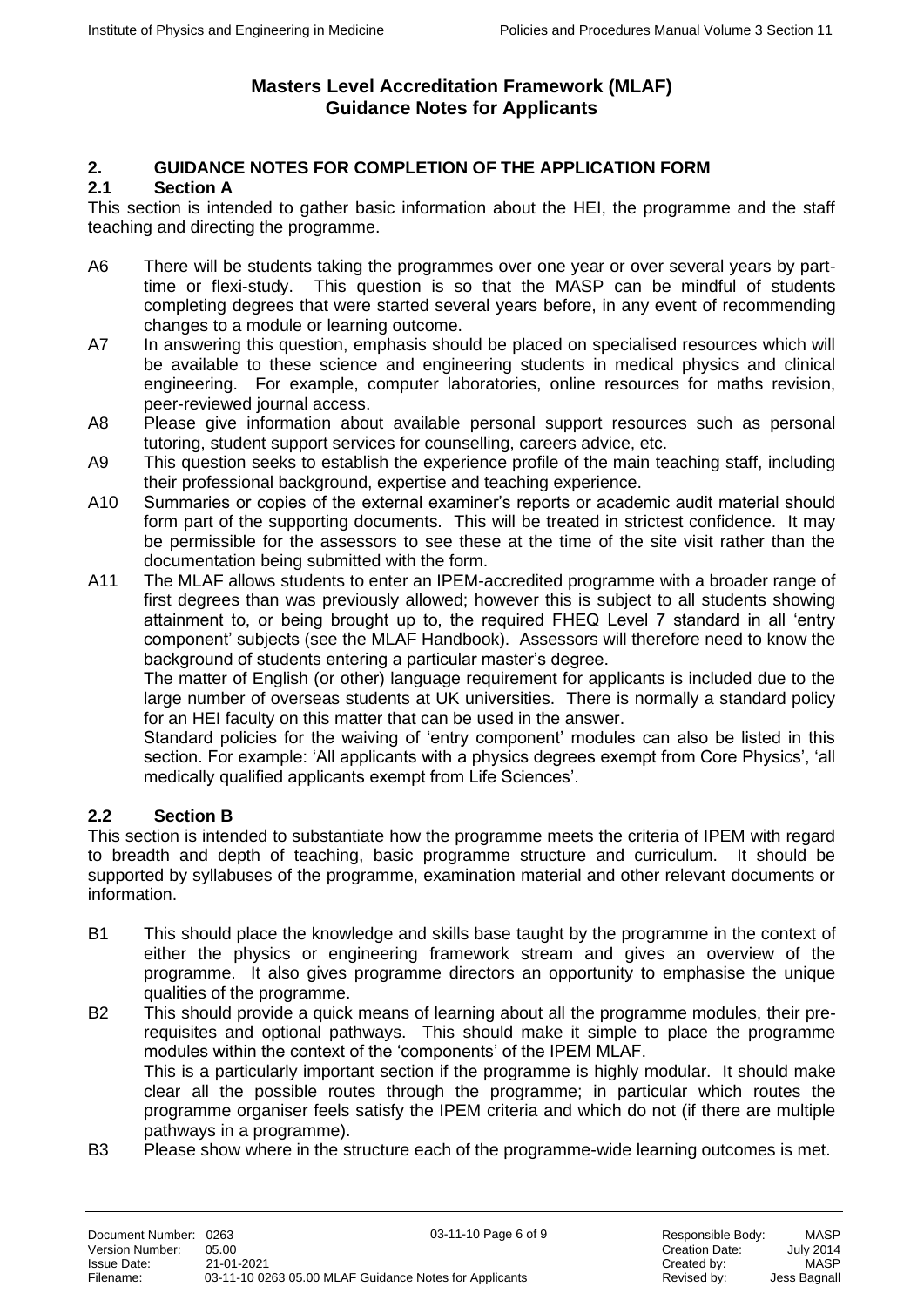## Masters Level Accreditation Framework (MLAF)
## Guidance Notes for Applicants

## 2. GUIDANCE NOTES FOR COMPLETION OF THE APPLICATION FORM

### 2.1 Section A

This section is intended to gather basic information about the HEI, the programme and the staff teaching and directing the programme.

A6 There will be students taking the programmes over one year or over several years by part-time or flexi-study. This question is so that the MASP can be mindful of students completing degrees that were started several years before, in any event of recommending changes to a module or learning outcome.

A7 In answering this question, emphasis should be placed on specialised resources which will be available to these science and engineering students in medical physics and clinical engineering. For example, computer laboratories, online resources for maths revision, peer-reviewed journal access.

A8 Please give information about available personal support resources such as personal tutoring, student support services for counselling, careers advice, etc.

A9 This question seeks to establish the experience profile of the main teaching staff, including their professional background, expertise and teaching experience.

A10 Summaries or copies of the external examiner's reports or academic audit material should form part of the supporting documents. This will be treated in strictest confidence. It may be permissible for the assessors to see these at the time of the site visit rather than the documentation being submitted with the form.

A11 The MLAF allows students to enter an IPEM-accredited programme with a broader range of first degrees than was previously allowed; however this is subject to all students showing attainment to, or being brought up to, the required FHEQ Level 7 standard in all 'entry component' subjects (see the MLAF Handbook). Assessors will therefore need to know the background of students entering a particular master's degree.

The matter of English (or other) language requirement for applicants is included due to the large number of overseas students at UK universities. There is normally a standard policy for an HEI faculty on this matter that can be used in the answer.

Standard policies for the waiving of 'entry component' modules can also be listed in this section. For example: 'All applicants with a physics degrees exempt from Core Physics', 'all medically qualified applicants exempt from Life Sciences'.

### 2.2 Section B

This section is intended to substantiate how the programme meets the criteria of IPEM with regard to breadth and depth of teaching, basic programme structure and curriculum. It should be supported by syllabuses of the programme, examination material and other relevant documents or information.

B1 This should place the knowledge and skills base taught by the programme in the context of either the physics or engineering framework stream and gives an overview of the programme. It also gives programme directors an opportunity to emphasise the unique qualities of the programme.

B2 This should provide a quick means of learning about all the programme modules, their pre-requisites and optional pathways. This should make it simple to place the programme modules within the context of the 'components' of the IPEM MLAF.

This is a particularly important section if the programme is highly modular. It should make clear all the possible routes through the programme; in particular which routes the programme organiser feels satisfy the IPEM criteria and which do not (if there are multiple pathways in a programme).

B3 Please show where in the structure each of the programme-wide learning outcomes is met.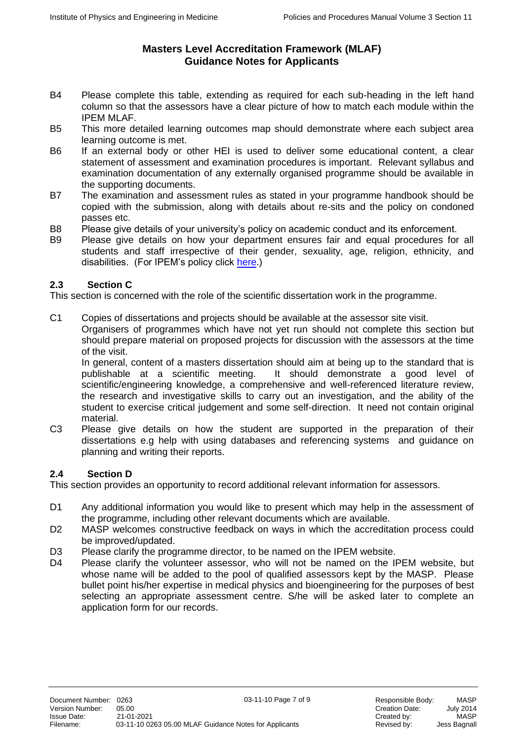# Masters Level Accreditation Framework (MLAF)
# Guidance Notes for Applicants

B4 Please complete this table, extending as required for each sub-heading in the left hand column so that the assessors have a clear picture of how to match each module within the IPEM MLAF.

B5 This more detailed learning outcomes map should demonstrate where each subject area learning outcome is met.

B6 If an external body or other HEI is used to deliver some educational content, a clear statement of assessment and examination procedures is important. Relevant syllabus and examination documentation of any externally organised programme should be available in the supporting documents.

B7 The examination and assessment rules as stated in your programme handbook should be copied with the submission, along with details about re-sits and the policy on condoned passes etc.

B8 Please give details of your university's policy on academic conduct and its enforcement.

B9 Please give details on how your department ensures fair and equal procedures for all students and staff irrespective of their gender, sexuality, age, religion, ethnicity, and disabilities. (For IPEM's policy click here.)

## 2.3 Section C

This section is concerned with the role of the scientific dissertation work in the programme.

C1 Copies of dissertations and projects should be available at the assessor site visit.
Organisers of programmes which have not yet run should not complete this section but should prepare material on proposed projects for discussion with the assessors at the time of the visit.
In general, content of a masters dissertation should aim at being up to the standard that is publishable at a scientific meeting. It should demonstrate a good level of scientific/engineering knowledge, a comprehensive and well-referenced literature review, the research and investigative skills to carry out an investigation, and the ability of the student to exercise critical judgement and some self-direction. It need not contain original material.

C3 Please give details on how the student are supported in the preparation of their dissertations e.g help with using databases and referencing systems and guidance on planning and writing their reports.

## 2.4 Section D

This section provides an opportunity to record additional relevant information for assessors.

D1 Any additional information you would like to present which may help in the assessment of the programme, including other relevant documents which are available.

D2 MASP welcomes constructive feedback on ways in which the accreditation process could be improved/updated.

D3 Please clarify the programme director, to be named on the IPEM website.

D4 Please clarify the volunteer assessor, who will not be named on the IPEM website, but whose name will be added to the pool of qualified assessors kept by the MASP. Please bullet point his/her expertise in medical physics and bioengineering for the purposes of best selecting an appropriate assessment centre. S/he will be asked later to complete an application form for our records.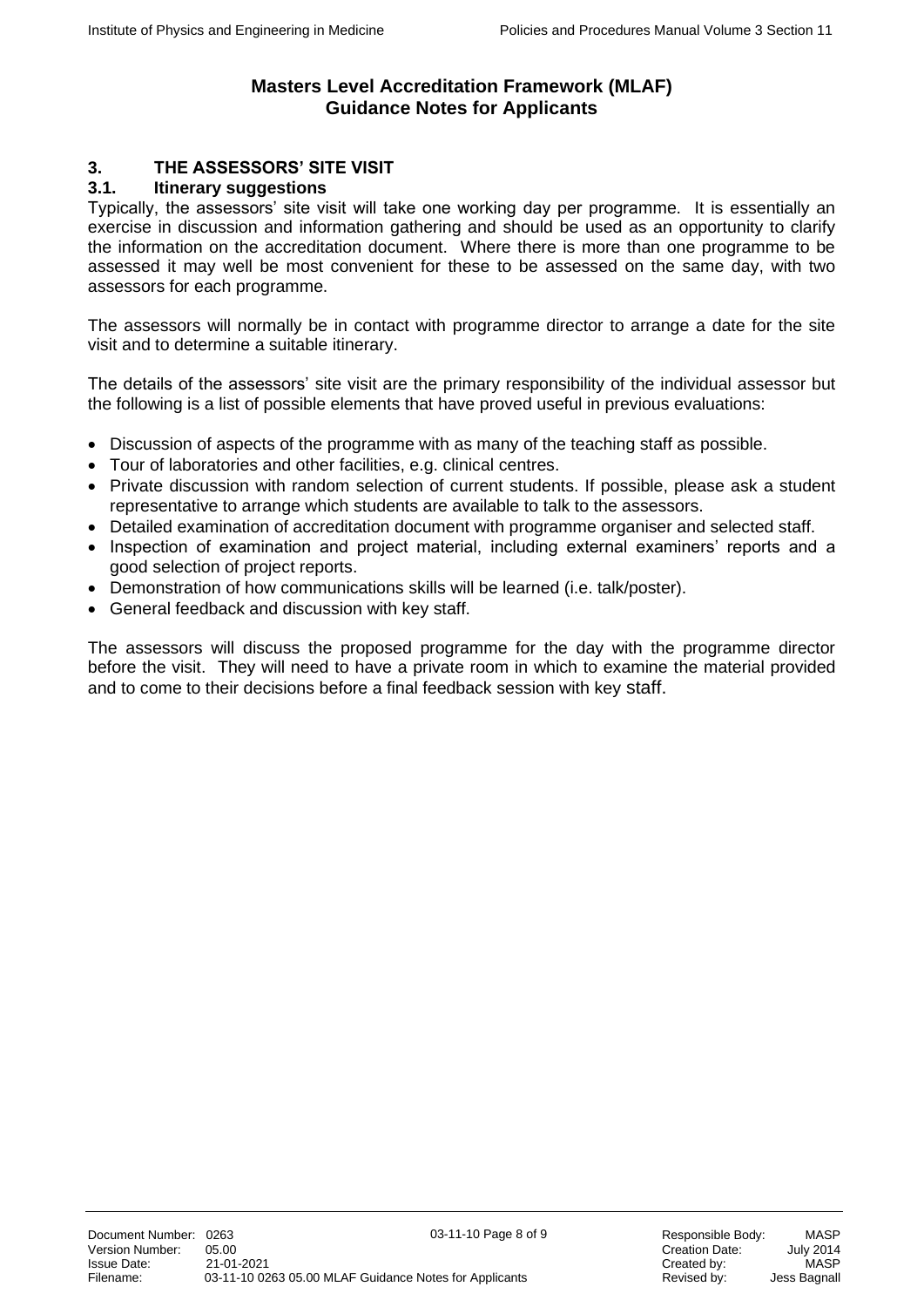**Masters Level Accreditation Framework (MLAF)**
**Guidance Notes for Applicants**

## 3. THE ASSESSORS' SITE VISIT

### 3.1. Itinerary suggestions

Typically, the assessors' site visit will take one working day per programme. It is essentially an exercise in discussion and information gathering and should be used as an opportunity to clarify the information on the accreditation document. Where there is more than one programme to be assessed it may well be most convenient for these to be assessed on the same day, with two assessors for each programme.

The assessors will normally be in contact with programme director to arrange a date for the site visit and to determine a suitable itinerary.

The details of the assessors' site visit are the primary responsibility of the individual assessor but the following is a list of possible elements that have proved useful in previous evaluations:

- Discussion of aspects of the programme with as many of the teaching staff as possible.
- Tour of laboratories and other facilities, e.g. clinical centres.
- Private discussion with random selection of current students. If possible, please ask a student representative to arrange which students are available to talk to the assessors.
- Detailed examination of accreditation document with programme organiser and selected staff.
- Inspection of examination and project material, including external examiners' reports and a good selection of project reports.
- Demonstration of how communications skills will be learned (i.e. talk/poster).
- General feedback and discussion with key staff.

The assessors will discuss the proposed programme for the day with the programme director before the visit. They will need to have a private room in which to examine the material provided and to come to their decisions before a final feedback session with key staff.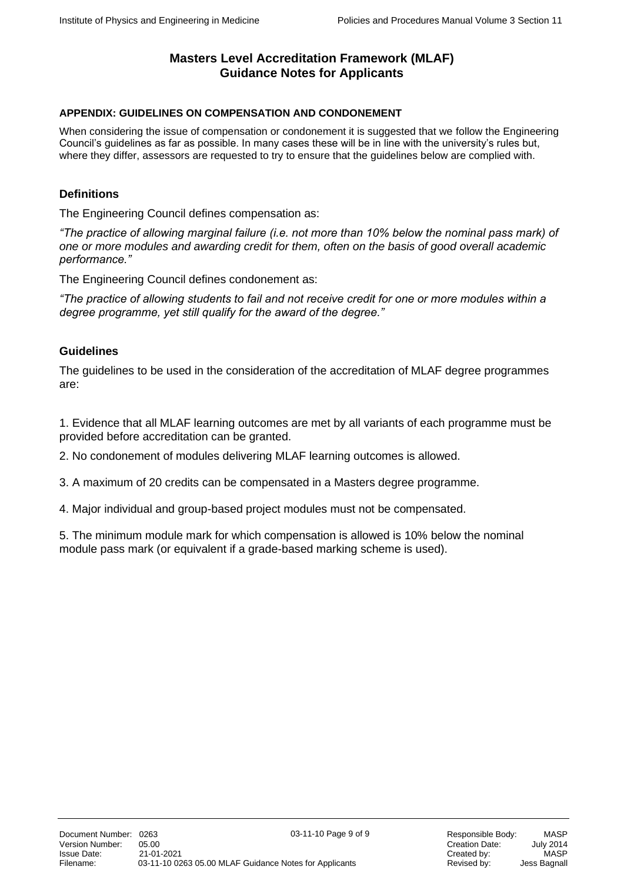# Masters Level Accreditation Framework (MLAF)
# Guidance Notes for Applicants

**APPENDIX: GUIDELINES ON COMPENSATION AND CONDONEMENT**

When considering the issue of compensation or condonement it is suggested that we follow the Engineering Council's guidelines as far as possible. In many cases these will be in line with the university's rules but, where they differ, assessors are requested to try to ensure that the guidelines below are complied with.

## Definitions

The Engineering Council defines compensation as:

*"The practice of allowing marginal failure (i.e. not more than 10% below the nominal pass mark) of one or more modules and awarding credit for them, often on the basis of good overall academic performance."*

The Engineering Council defines condonement as:

*"The practice of allowing students to fail and not receive credit for one or more modules within a degree programme, yet still qualify for the award of the degree."*

## Guidelines

The guidelines to be used in the consideration of the accreditation of MLAF degree programmes are:

1. Evidence that all MLAF learning outcomes are met by all variants of each programme must be provided before accreditation can be granted.

2. No condonement of modules delivering MLAF learning outcomes is allowed.

3. A maximum of 20 credits can be compensated in a Masters degree programme.

4. Major individual and group-based project modules must not be compensated.

5. The minimum module mark for which compensation is allowed is 10% below the nominal module pass mark (or equivalent if a grade-based marking scheme is used).